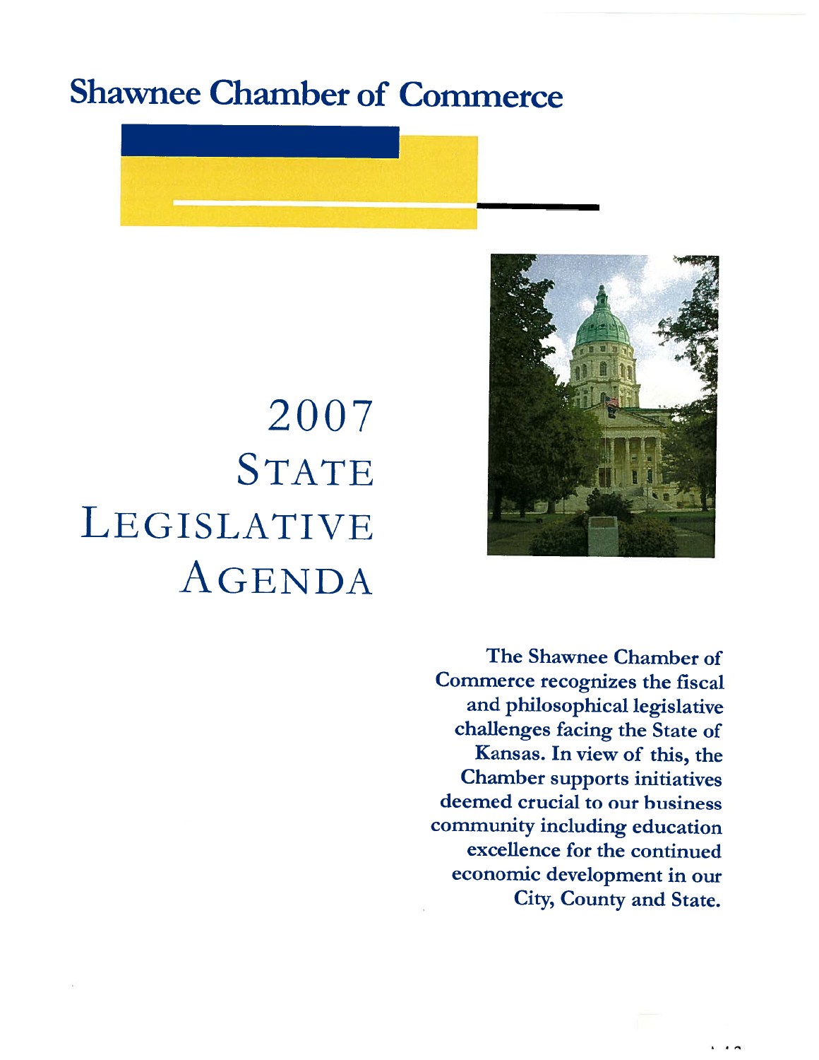# Shawnee Chamber of Commerce

# 2007 State Legislative Agenda

**The Shawnee Chamber of Commerce recognizes the fiscal and philosophical legislative challenges facing the State of Kansas. In view of this, the Chamber supports initiatives deemed crucial to our business community including education excellence for the continued economic development in our City, County and State.**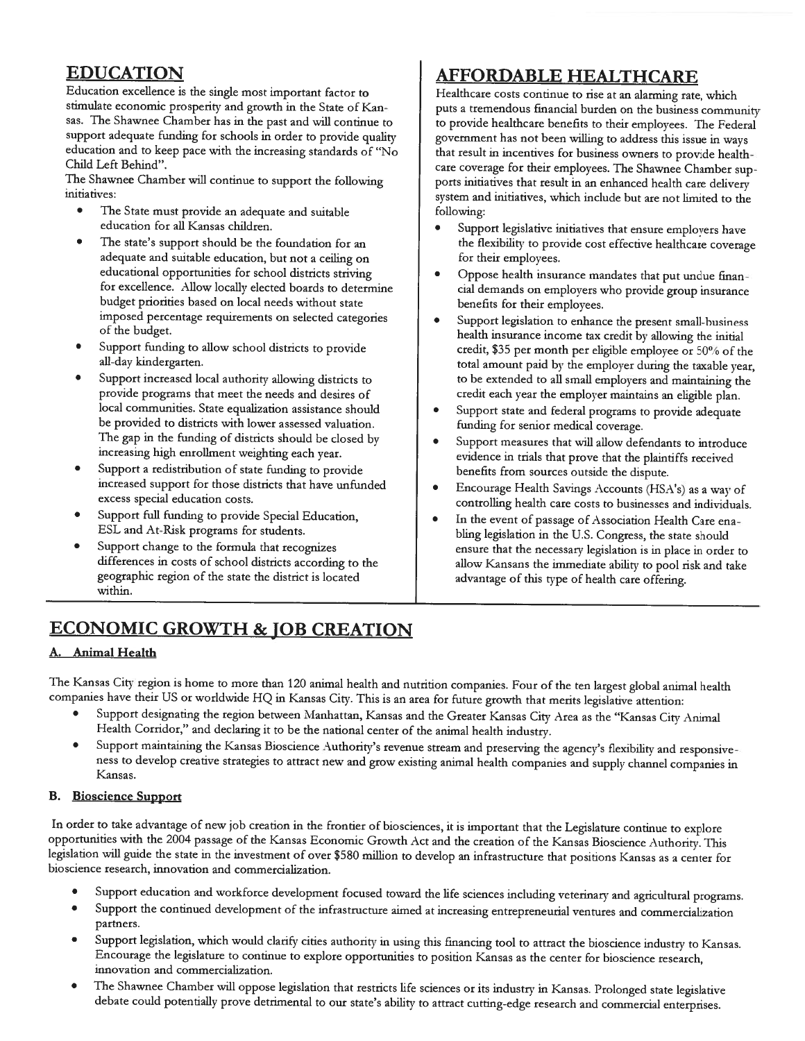## EDUCATION

Education excellence is the single most important factor to stimulate economic prosperity and growth in the State of Kansas. The Shawnee Chamber has in the past and will continue to support adequate funding for schools in order to provide quality education and to keep pace with the increasing standards of "No Child Left Behind".

The Shawnee Chamber will continue to support the following initiatives:

- The State must provide an adequate and suitable education for all Kansas children.
- The state's support should be the foundation for an adequate and suitable education, but not a ceiling on educational opportunities for school districts striving for excellence. Allow locally elected boards to determine budget priorities based on local needs without state imposed percentage requirements on selected categories of the budget.
- Support funding to allow school districts to provide all-day kindergarten.
- Support increased local authority allowing districts to provide programs that meet the needs and desires of local communities. State equalization assistance should be provided to districts with lower assessed valuation. The gap in the funding of districts should be closed by increasing high enrollment weighting each year.
- Support a redistribution of state funding to provide increased support for those districts that have unfunded excess special education costs.
- Support full funding to provide Special Education, ESL and At-Risk programs for students.
- Support change to the formula that recognizes differences in costs of school districts according to the geographic region of the state the district is located within.

## AFFORDABLE HEALTHCARE

Healthcare costs continue to rise at an alarming rate, which puts a tremendous financial burden on the business community to provide healthcare benefits to their employees. The Federal government has not been willing to address this issue in ways that result in incentives for business owners to provide healthcare coverage for their employees. The Shawnee Chamber supports initiatives that result in an enhanced health care delivery system and initiatives, which include but are not limited to the following:

- Support legislative initiatives that ensure employers have the flexibility to provide cost effective healthcare coverage for their employees.
- Oppose health insurance mandates that put undue financial demands on employers who provide group insurance benefits for their employees.
- Support legislation to enhance the present small-business health insurance income tax credit by allowing the initial credit, $35 per month per eligible employee or 50% of the total amount paid by the employer during the taxable year, to be extended to all small employers and maintaining the credit each year the employer maintains an eligible plan.
- Support state and federal programs to provide adequate funding for senior medical coverage.
- Support measures that will allow defendants to introduce evidence in trials that prove that the plaintiffs received benefits from sources outside the dispute.
- Encourage Health Savings Accounts (HSA's) as a way of controlling health care costs to businesses and individuals.
- In the event of passage of Association Health Care enabling legislation in the U.S. Congress, the state should ensure that the necessary legislation is in place in order to allow Kansans the immediate ability to pool risk and take advantage of this type of health care offering.

## ECONOMIC GROWTH & JOB CREATION

### A. Animal Health

The Kansas City region is home to more than 120 animal health and nutrition companies. Four of the ten largest global animal health companies have their US or worldwide HQ in Kansas City. This is an area for future growth that merits legislative attention:

- Support designating the region between Manhattan, Kansas and the Greater Kansas City Area as the "Kansas City Animal Health Corridor," and declaring it to be the national center of the animal health industry.
- Support maintaining the Kansas Bioscience Authority's revenue stream and preserving the agency's flexibility and responsiveness to develop creative strategies to attract new and grow existing animal health companies and supply channel companies in Kansas.

### B. Bioscience Support

In order to take advantage of new job creation in the frontier of biosciences, it is important that the Legislature continue to explore opportunities with the 2004 passage of the Kansas Economic Growth Act and the creation of the Kansas Bioscience Authority. This legislation will guide the state in the investment of over $580 million to develop an infrastructure that positions Kansas as a center for bioscience research, innovation and commercialization.

- Support education and workforce development focused toward the life sciences including veterinary and agricultural programs.
- Support the continued development of the infrastructure aimed at increasing entrepreneurial ventures and commercialization partners.
- Support legislation, which would clarify cities authority in using this financing tool to attract the bioscience industry to Kansas. Encourage the legislature to continue to explore opportunities to position Kansas as the center for bioscience research, innovation and commercialization.
- The Shawnee Chamber will oppose legislation that restricts life sciences or its industry in Kansas. Prolonged state legislative debate could potentially prove detrimental to our state's ability to attract cutting-edge research and commercial enterprises.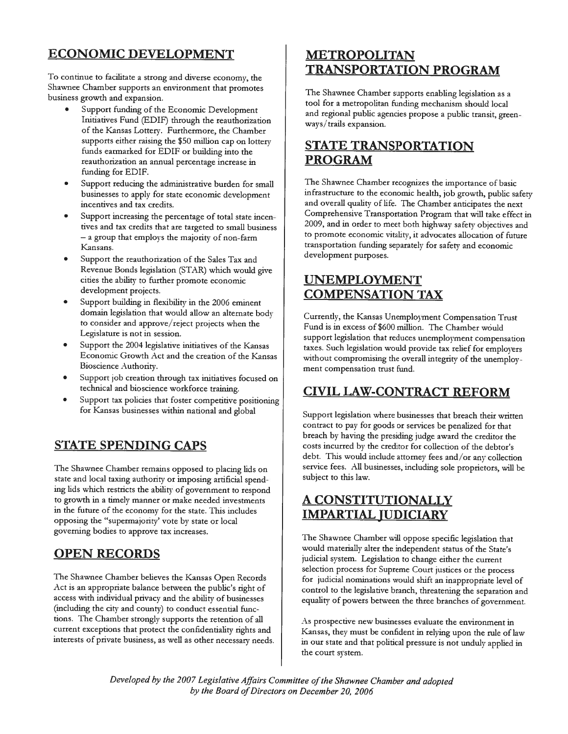## ECONOMIC DEVELOPMENT

To continue to facilitate a strong and diverse economy, the Shawnee Chamber supports an environment that promotes business growth and expansion.

- Support funding of the Economic Development Initiatives Fund (EDIF) through the reauthorization of the Kansas Lottery. Furthermore, the Chamber supports either raising the $50 million cap on lottery funds earmarked for EDIF or building into the reauthorization an annual percentage increase in funding for EDIF.
- Support reducing the administrative burden for small businesses to apply for state economic development incentives and tax credits.
- Support increasing the percentage of total state incentives and tax credits that are targeted to small business – a group that employs the majority of non-farm Kansans.
- Support the reauthorization of the Sales Tax and Revenue Bonds legislation (STAR) which would give cities the ability to further promote economic development projects.
- Support building in flexibility in the 2006 eminent domain legislation that would allow an alternate body to consider and approve/reject projects when the Legislature is not in session.
- Support the 2004 legislative initiatives of the Kansas Economic Growth Act and the creation of the Kansas Bioscience Authority.
- Support job creation through tax initiatives focused on technical and bioscience workforce training.
- Support tax policies that foster competitive positioning for Kansas businesses within national and global

## STATE SPENDING CAPS

The Shawnee Chamber remains opposed to placing lids on state and local taxing authority or imposing artificial spending lids which restricts the ability of government to respond to growth in a timely manner or make needed investments in the future of the economy for the state. This includes opposing the "supermajority" vote by state or local governing bodies to approve tax increases.

## OPEN RECORDS

The Shawnee Chamber believes the Kansas Open Records Act is an appropriate balance between the public's right of access with individual privacy and the ability of businesses (including the city and county) to conduct essential functions. The Chamber strongly supports the retention of all current exceptions that protect the confidentiality rights and interests of private business, as well as other necessary needs.

## METROPOLITAN TRANSPORTATION PROGRAM

The Shawnee Chamber supports enabling legislation as a tool for a metropolitan funding mechanism should local and regional public agencies propose a public transit, greenways/trails expansion.

## STATE TRANSPORTATION PROGRAM

The Shawnee Chamber recognizes the importance of basic infrastructure to the economic health, job growth, public safety and overall quality of life. The Chamber anticipates the next Comprehensive Transportation Program that will take effect in 2009, and in order to meet both highway safety objectives and to promote economic vitality, it advocates allocation of future transportation funding separately for safety and economic development purposes.

## UNEMPLOYMENT COMPENSATION TAX

Currently, the Kansas Unemployment Compensation Trust Fund is in excess of $600 million. The Chamber would support legislation that reduces unemployment compensation taxes. Such legislation would provide tax relief for employers without compromising the overall integrity of the unemployment compensation trust fund.

## CIVIL LAW-CONTRACT REFORM

Support legislation where businesses that breach their written contract to pay for goods or services be penalized for that breach by having the presiding judge award the creditor the costs incurred by the creditor for collection of the debtor's debt. This would include attorney fees and/or any collection service fees. All businesses, including sole proprietors, will be subject to this law.

## A CONSTITUTIONALLY IMPARTIAL JUDICIARY

The Shawnee Chamber will oppose specific legislation that would materially alter the independent status of the State's judicial system. Legislation to change either the current selection process for Supreme Court justices or the process for judicial nominations would shift an inappropriate level of control to the legislative branch, threatening the separation and equality of powers between the three branches of government.

As prospective new businesses evaluate the environment in Kansas, they must be confident in relying upon the rule of law in our state and that political pressure is not unduly applied in the court system.

*Developed by the 2007 Legislative Affairs Committee of the Shawnee Chamber and adopted by the Board of Directors on December 20, 2006*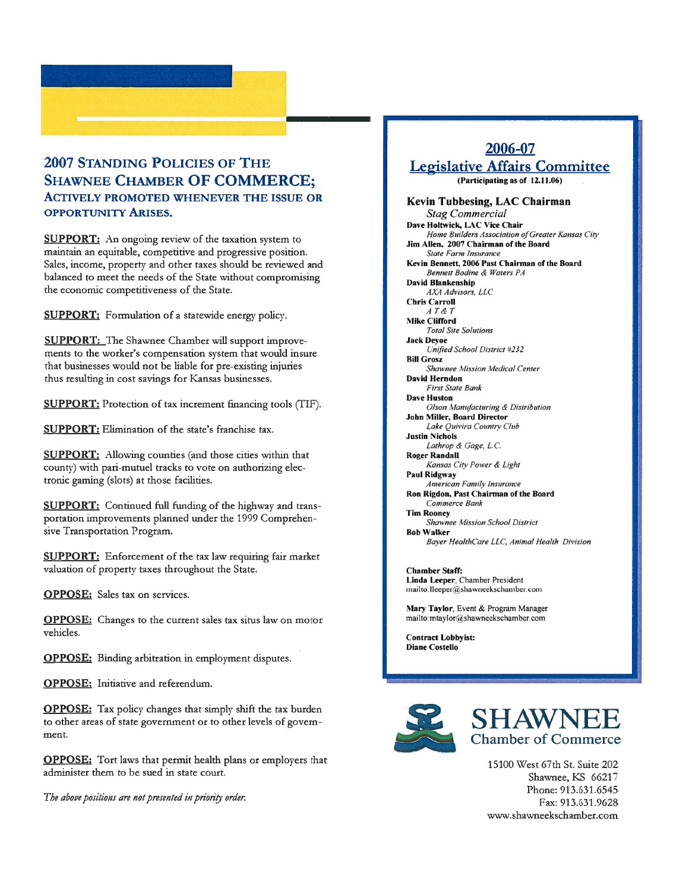## 2007 Standing Policies of The Shawnee Chamber of Commerce; Actively Promoted Whenever the Issue or Opportunity Arises.

**SUPPORT:** An ongoing review of the taxation system to maintain an equitable, competitive and progressive position. Sales, income, property and other taxes should be reviewed and balanced to meet the needs of the State without compromising the economic competitiveness of the State.

**SUPPORT:** Formulation of a statewide energy policy.

**SUPPORT:** The Shawnee Chamber will support improvements to the worker's compensation system that would insure that businesses would not be liable for pre-existing injuries thus resulting in cost savings for Kansas businesses.

**SUPPORT:** Protection of tax increment financing tools (TIF).

**SUPPORT:** Elimination of the state's franchise tax.

**SUPPORT:** Allowing counties (and those cities within that county) with pari-mutuel tracks to vote on authorizing electronic gaming (slots) at those facilities.

**SUPPORT:** Continued full funding of the highway and transportation improvements planned under the 1999 Comprehensive Transportation Program.

**SUPPORT:** Enforcement of the tax law requiring fair market valuation of property taxes throughout the State.

**OPPOSE:** Sales tax on services.

**OPPOSE:** Changes to the current sales tax situs law on motor vehicles.

**OPPOSE:** Binding arbitration in employment disputes.

**OPPOSE:** Initiative and referendum.

**OPPOSE:** Tax policy changes that simply shift the tax burden to other areas of state government or to other levels of government.

**OPPOSE:** Tort laws that permit health plans or employers that administer them to be sued in state court.

*The above positions are not presented in priority order.*

## 2006-07 Legislative Affairs Committee

**(Participating as of 12.11.06)**

**Kevin Tubbesing, LAC Chairman**
*Stag Commercial*

**Dave Holtwick, LAC Vice Chair**
*Home Builders Association of Greater Kansas City*

**Jim Allen, 2007 Chairman of the Board**
*State Farm Insurance*

**Kevin Bennett, 2006 Past Chairman of the Board**
*Bennett Bodine & Waters PA*

**David Blankenship**
*AXA Advisors, LLC*

**Chris Carroll**
*A T & T*

**Mike Clifford**
*Total Site Solutions*

**Jack Deyoe**
*Unified School District #232*

**Bill Grosz**
*Shawnee Mission Medical Center*

**David Herndon**
*First State Bank*

**Dave Huston**
*Olson Manufacturing & Distribution*

**John Miller, Board Director**
*Lake Quivira Country Club*

**Justin Nichols**
*Lathrop & Gage, L.C.*

**Roger Randall**
*Kansas City Power & Light*

**Paul Ridgway**
*American Family Insurance*

**Ron Rigdon, Past Chairman of the Board**
*Commerce Bank*

**Tim Rooney**
*Shawnee Mission School District*

**Bob Walker**
*Bayer HealthCare LLC, Animal Health Division*

**Chamber Staff:**
**Linda Leeper**, Chamber President
mailto:lleeper@shawneekschamber.com

**Mary Taylor**, Event & Program Manager
mailto:mtaylor@shawneekschamber.com

**Contract Lobbyist:**
**Diane Costello**

**SHAWNEE**
**Chamber of Commerce**

15100 West 67th St. Suite 202
Shawnee, KS 66217
Phone: 913.631.6545
Fax: 913.631.9628
www.shawneekschamber.com